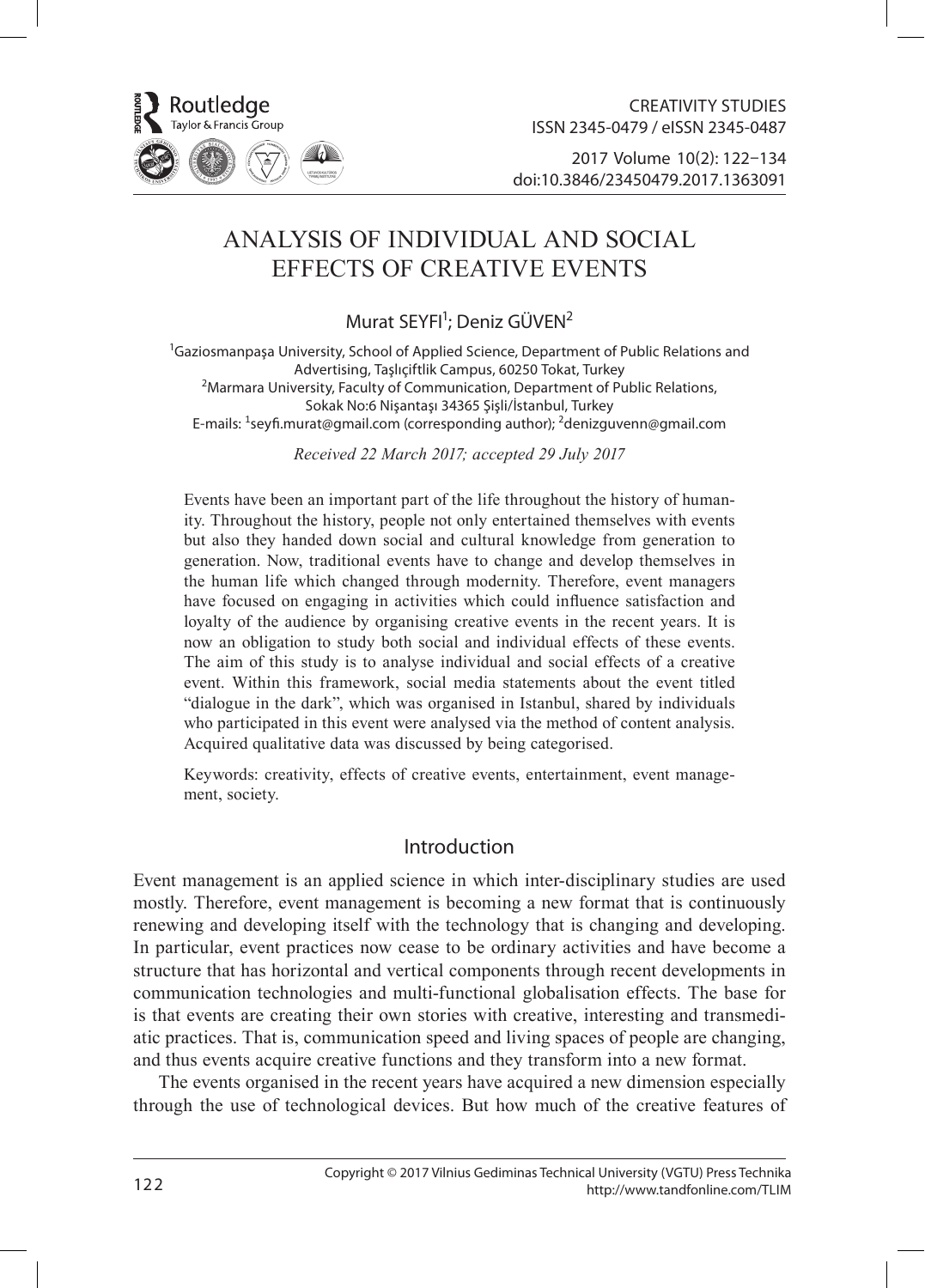CREATIVITY STUDIES
ISSN 2345-0479 / eISSN 2345-0487

2017 Volume 10(2): 122–134
doi:10.3846/23450479.2017.1363091

# ANALYSIS OF INDIVIDUAL AND SOCIAL EFFECTS OF CREATIVE EVENTS

Murat SEYFI[1]; Deniz GÜVEN[2]

[1]Gaziosmanpaşa University, School of Applied Science, Department of Public Relations and Advertising, Taşlıçiftlik Campus, 60250 Tokat, Turkey
[2]Marmara University, Faculty of Communication, Department of Public Relations, Sokak No:6 Nişantaşı 34365 Şişli/İstanbul, Turkey
E-mails: [1]seyfi.murat@gmail.com (corresponding author); [2]denizguvenn@gmail.com

*Received 22 March 2017; accepted 29 July 2017*

Events have been an important part of the life throughout the history of humanity. Throughout the history, people not only entertained themselves with events but also they handed down social and cultural knowledge from generation to generation. Now, traditional events have to change and develop themselves in the human life which changed through modernity. Therefore, event managers have focused on engaging in activities which could influence satisfaction and loyalty of the audience by organising creative events in the recent years. It is now an obligation to study both social and individual effects of these events. The aim of this study is to analyse individual and social effects of a creative event. Within this framework, social media statements about the event titled "dialogue in the dark", which was organised in Istanbul, shared by individuals who participated in this event were analysed via the method of content analysis. Acquired qualitative data was discussed by being categorised.

Keywords: creativity, effects of creative events, entertainment, event management, society.

## Introduction

Event management is an applied science in which inter-disciplinary studies are used mostly. Therefore, event management is becoming a new format that is continuously renewing and developing itself with the technology that is changing and developing. In particular, event practices now cease to be ordinary activities and have become a structure that has horizontal and vertical components through recent developments in communication technologies and multi-functional globalisation effects. The base for is that events are creating their own stories with creative, interesting and transmediatic practices. That is, communication speed and living spaces of people are changing, and thus events acquire creative functions and they transform into a new format.

The events organised in the recent years have acquired a new dimension especially through the use of technological devices. But how much of the creative features of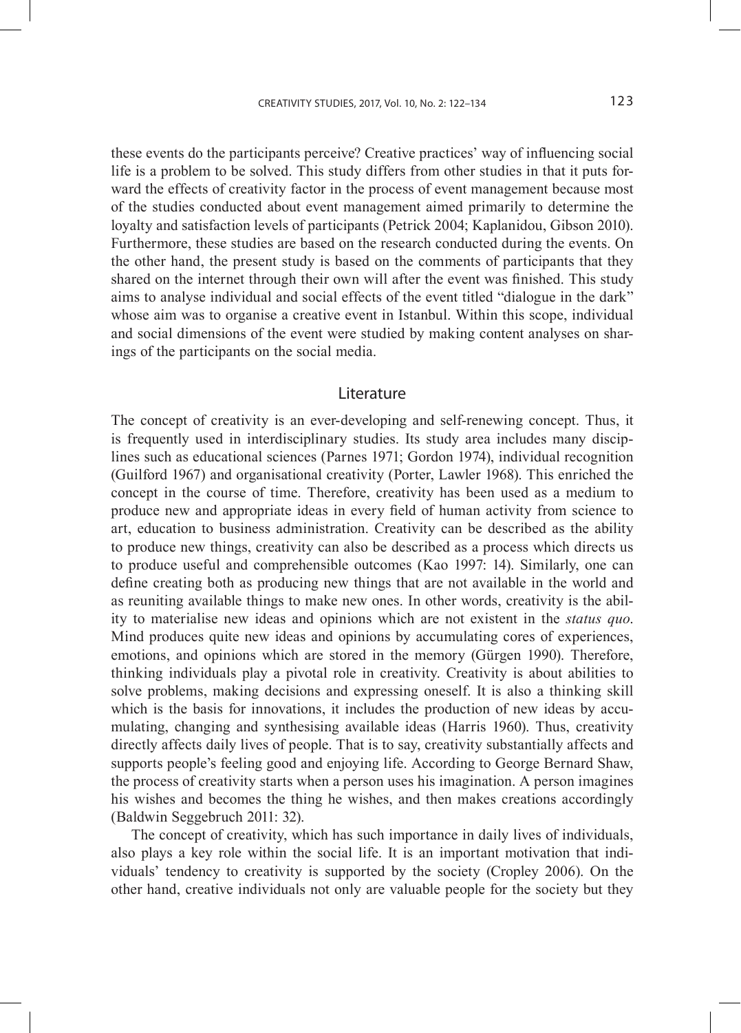these events do the participants perceive? Creative practices' way of influencing social life is a problem to be solved. This study differs from other studies in that it puts forward the effects of creativity factor in the process of event management because most of the studies conducted about event management aimed primarily to determine the loyalty and satisfaction levels of participants (Petrick 2004; Kaplanidou, Gibson 2010). Furthermore, these studies are based on the research conducted during the events. On the other hand, the present study is based on the comments of participants that they shared on the internet through their own will after the event was finished. This study aims to analyse individual and social effects of the event titled "dialogue in the dark" whose aim was to organise a creative event in Istanbul. Within this scope, individual and social dimensions of the event were studied by making content analyses on sharings of the participants on the social media.

## Literature

The concept of creativity is an ever-developing and self-renewing concept. Thus, it is frequently used in interdisciplinary studies. Its study area includes many disciplines such as educational sciences (Parnes 1971; Gordon 1974), individual recognition (Guilford 1967) and organisational creativity (Porter, Lawler 1968). This enriched the concept in the course of time. Therefore, creativity has been used as a medium to produce new and appropriate ideas in every field of human activity from science to art, education to business administration. Creativity can be described as the ability to produce new things, creativity can also be described as a process which directs us to produce useful and comprehensible outcomes (Kao 1997: 14). Similarly, one can define creating both as producing new things that are not available in the world and as reuniting available things to make new ones. In other words, creativity is the ability to materialise new ideas and opinions which are not existent in the *status quo*. Mind produces quite new ideas and opinions by accumulating cores of experiences, emotions, and opinions which are stored in the memory (Gürgen 1990). Therefore, thinking individuals play a pivotal role in creativity. Creativity is about abilities to solve problems, making decisions and expressing oneself. It is also a thinking skill which is the basis for innovations, it includes the production of new ideas by accumulating, changing and synthesising available ideas (Harris 1960). Thus, creativity directly affects daily lives of people. That is to say, creativity substantially affects and supports people's feeling good and enjoying life. According to George Bernard Shaw, the process of creativity starts when a person uses his imagination. A person imagines his wishes and becomes the thing he wishes, and then makes creations accordingly (Baldwin Seggebruch 2011: 32).

The concept of creativity, which has such importance in daily lives of individuals, also plays a key role within the social life. It is an important motivation that individuals' tendency to creativity is supported by the society (Cropley 2006). On the other hand, creative individuals not only are valuable people for the society but they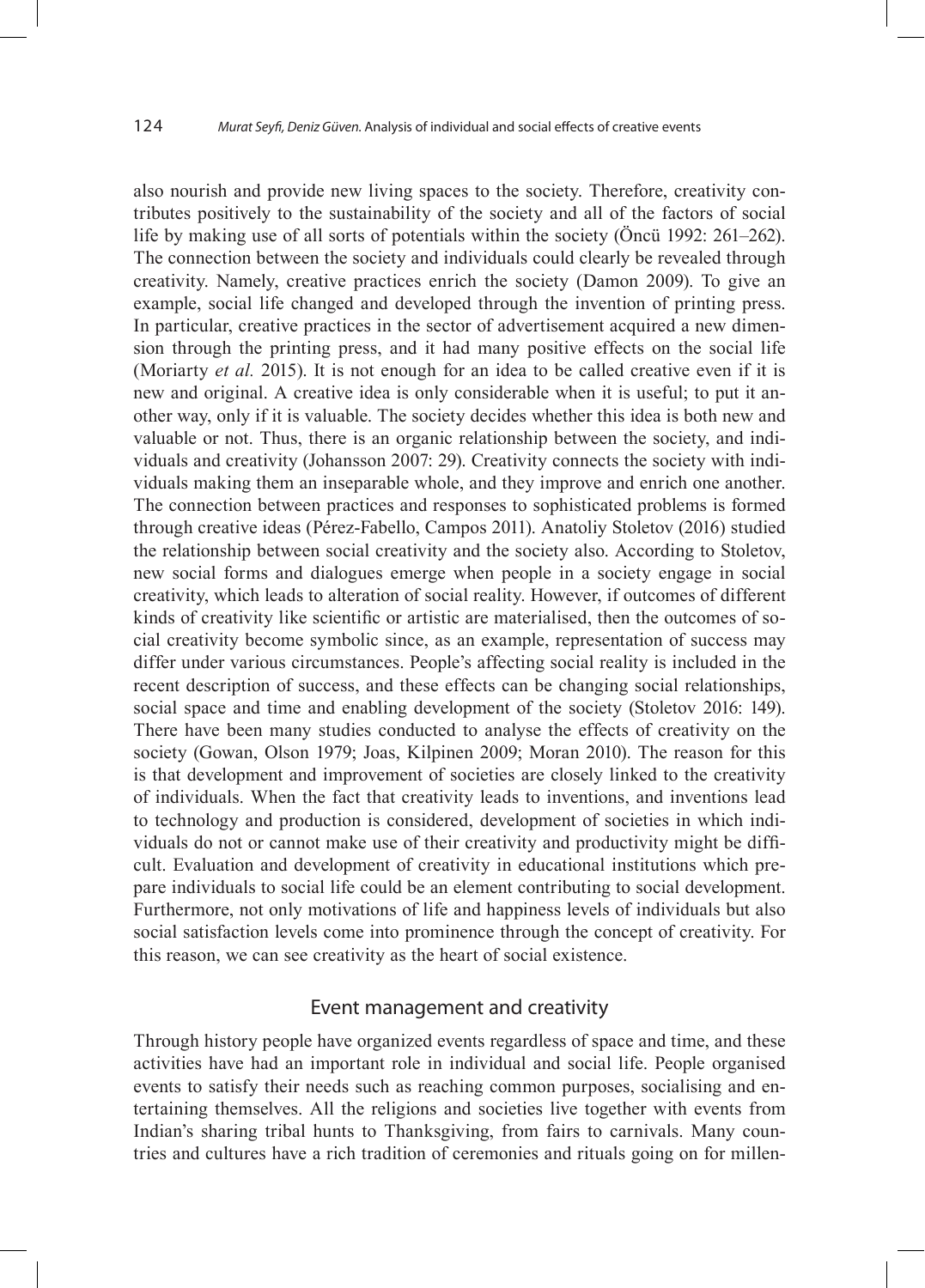also nourish and provide new living spaces to the society. Therefore, creativity contributes positively to the sustainability of the society and all of the factors of social life by making use of all sorts of potentials within the society (Öncü 1992: 261–262). The connection between the society and individuals could clearly be revealed through creativity. Namely, creative practices enrich the society (Damon 2009). To give an example, social life changed and developed through the invention of printing press. In particular, creative practices in the sector of advertisement acquired a new dimension through the printing press, and it had many positive effects on the social life (Moriarty *et al.* 2015). It is not enough for an idea to be called creative even if it is new and original. A creative idea is only considerable when it is useful; to put it another way, only if it is valuable. The society decides whether this idea is both new and valuable or not. Thus, there is an organic relationship between the society, and individuals and creativity (Johansson 2007: 29). Creativity connects the society with individuals making them an inseparable whole, and they improve and enrich one another. The connection between practices and responses to sophisticated problems is formed through creative ideas (Pérez-Fabello, Campos 2011). Anatoliy Stoletov (2016) studied the relationship between social creativity and the society also. According to Stoletov, new social forms and dialogues emerge when people in a society engage in social creativity, which leads to alteration of social reality. However, if outcomes of different kinds of creativity like scientific or artistic are materialised, then the outcomes of social creativity become symbolic since, as an example, representation of success may differ under various circumstances. People's affecting social reality is included in the recent description of success, and these effects can be changing social relationships, social space and time and enabling development of the society (Stoletov 2016: 149). There have been many studies conducted to analyse the effects of creativity on the society (Gowan, Olson 1979; Joas, Kilpinen 2009; Moran 2010). The reason for this is that development and improvement of societies are closely linked to the creativity of individuals. When the fact that creativity leads to inventions, and inventions lead to technology and production is considered, development of societies in which individuals do not or cannot make use of their creativity and productivity might be difficult. Evaluation and development of creativity in educational institutions which prepare individuals to social life could be an element contributing to social development. Furthermore, not only motivations of life and happiness levels of individuals but also social satisfaction levels come into prominence through the concept of creativity. For this reason, we can see creativity as the heart of social existence.

## Event management and creativity

Through history people have organized events regardless of space and time, and these activities have had an important role in individual and social life. People organised events to satisfy their needs such as reaching common purposes, socialising and entertaining themselves. All the religions and societies live together with events from Indian's sharing tribal hunts to Thanksgiving, from fairs to carnivals. Many countries and cultures have a rich tradition of ceremonies and rituals going on for millen-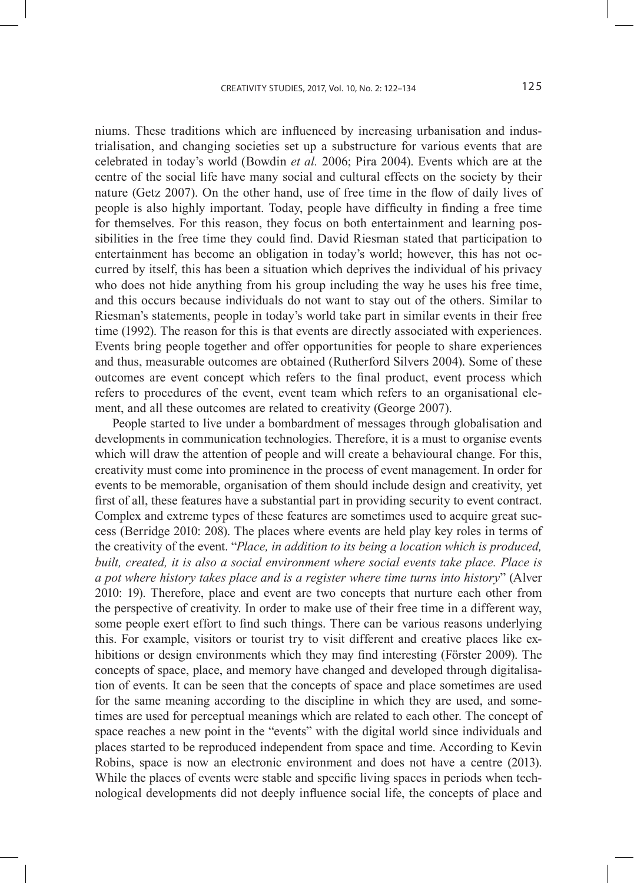niums. These traditions which are influenced by increasing urbanisation and industrialisation, and changing societies set up a substructure for various events that are celebrated in today's world (Bowdin *et al.* 2006; Pira 2004). Events which are at the centre of the social life have many social and cultural effects on the society by their nature (Getz 2007). On the other hand, use of free time in the flow of daily lives of people is also highly important. Today, people have difficulty in finding a free time for themselves. For this reason, they focus on both entertainment and learning possibilities in the free time they could find. David Riesman stated that participation to entertainment has become an obligation in today's world; however, this has not occurred by itself, this has been a situation which deprives the individual of his privacy who does not hide anything from his group including the way he uses his free time, and this occurs because individuals do not want to stay out of the others. Similar to Riesman's statements, people in today's world take part in similar events in their free time (1992). The reason for this is that events are directly associated with experiences. Events bring people together and offer opportunities for people to share experiences and thus, measurable outcomes are obtained (Rutherford Silvers 2004). Some of these outcomes are event concept which refers to the final product, event process which refers to procedures of the event, event team which refers to an organisational element, and all these outcomes are related to creativity (George 2007).

People started to live under a bombardment of messages through globalisation and developments in communication technologies. Therefore, it is a must to organise events which will draw the attention of people and will create a behavioural change. For this, creativity must come into prominence in the process of event management. In order for events to be memorable, organisation of them should include design and creativity, yet first of all, these features have a substantial part in providing security to event contract. Complex and extreme types of these features are sometimes used to acquire great success (Berridge 2010: 208). The places where events are held play key roles in terms of the creativity of the event. "*Place, in addition to its being a location which is produced, built, created, it is also a social environment where social events take place. Place is a pot where history takes place and is a register where time turns into history*" (Alver 2010: 19). Therefore, place and event are two concepts that nurture each other from the perspective of creativity. In order to make use of their free time in a different way, some people exert effort to find such things. There can be various reasons underlying this. For example, visitors or tourist try to visit different and creative places like exhibitions or design environments which they may find interesting (Förster 2009). The concepts of space, place, and memory have changed and developed through digitalisation of events. It can be seen that the concepts of space and place sometimes are used for the same meaning according to the discipline in which they are used, and sometimes are used for perceptual meanings which are related to each other. The concept of space reaches a new point in the "events" with the digital world since individuals and places started to be reproduced independent from space and time. According to Kevin Robins, space is now an electronic environment and does not have a centre (2013). While the places of events were stable and specific living spaces in periods when technological developments did not deeply influence social life, the concepts of place and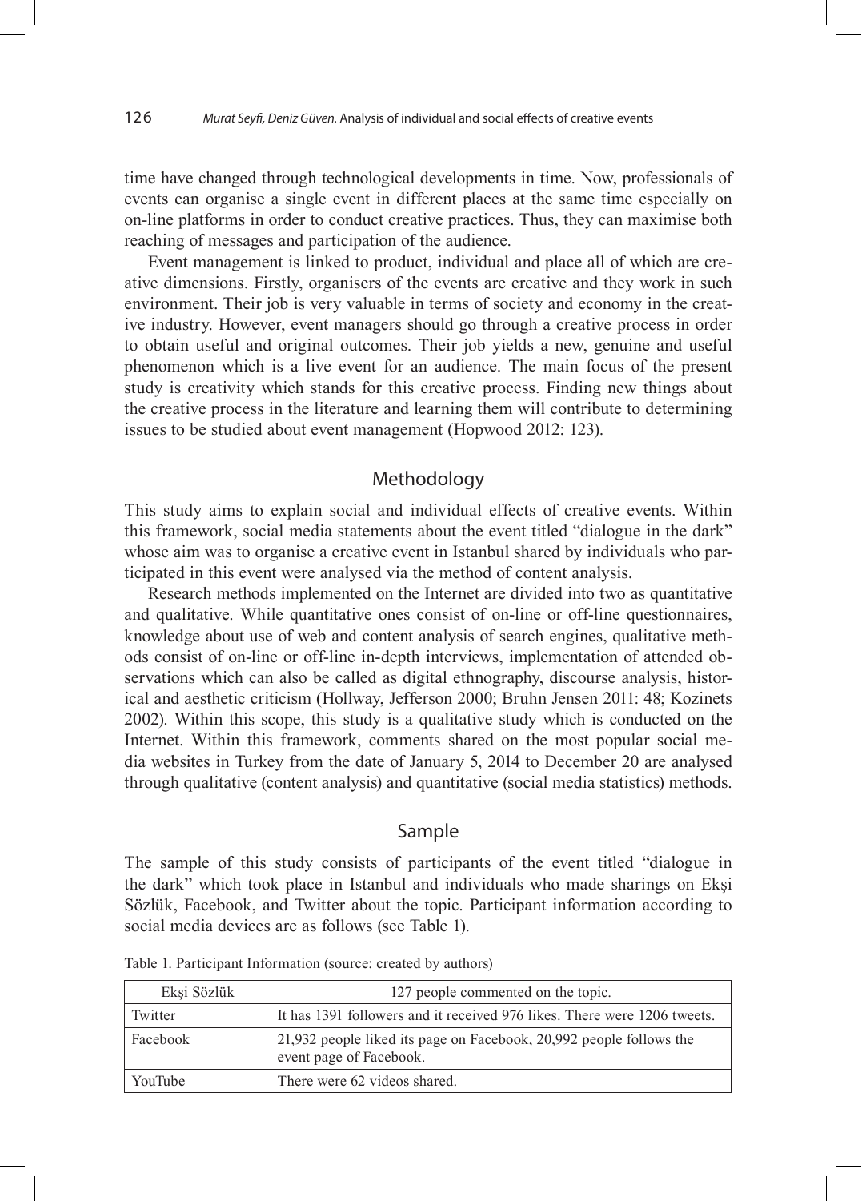time have changed through technological developments in time. Now, professionals of events can organise a single event in different places at the same time especially on on-line platforms in order to conduct creative practices. Thus, they can maximise both reaching of messages and participation of the audience.

Event management is linked to product, individual and place all of which are creative dimensions. Firstly, organisers of the events are creative and they work in such environment. Their job is very valuable in terms of society and economy in the creative industry. However, event managers should go through a creative process in order to obtain useful and original outcomes. Their job yields a new, genuine and useful phenomenon which is a live event for an audience. The main focus of the present study is creativity which stands for this creative process. Finding new things about the creative process in the literature and learning them will contribute to determining issues to be studied about event management (Hopwood 2012: 123).

## Methodology

This study aims to explain social and individual effects of creative events. Within this framework, social media statements about the event titled "dialogue in the dark" whose aim was to organise a creative event in Istanbul shared by individuals who participated in this event were analysed via the method of content analysis.

Research methods implemented on the Internet are divided into two as quantitative and qualitative. While quantitative ones consist of on-line or off-line questionnaires, knowledge about use of web and content analysis of search engines, qualitative methods consist of on-line or off-line in-depth interviews, implementation of attended observations which can also be called as digital ethnography, discourse analysis, historical and aesthetic criticism (Hollway, Jefferson 2000; Bruhn Jensen 2011: 48; Kozinets 2002). Within this scope, this study is a qualitative study which is conducted on the Internet. Within this framework, comments shared on the most popular social media websites in Turkey from the date of January 5, 2014 to December 20 are analysed through qualitative (content analysis) and quantitative (social media statistics) methods.

## Sample

The sample of this study consists of participants of the event titled "dialogue in the dark" which took place in Istanbul and individuals who made sharings on Ekşi Sözlük, Facebook, and Twitter about the topic. Participant information according to social media devices are as follows (see Table 1).

Table 1. Participant Information (source: created by authors)

| | |
|---|---|
| Ekşi Sözlük | 127 people commented on the topic. |
| Twitter | It has 1391 followers and it received 976 likes. There were 1206 tweets. |
| Facebook | 21,932 people liked its page on Facebook, 20,992 people follows the event page of Facebook. |
| YouTube | There were 62 videos shared. |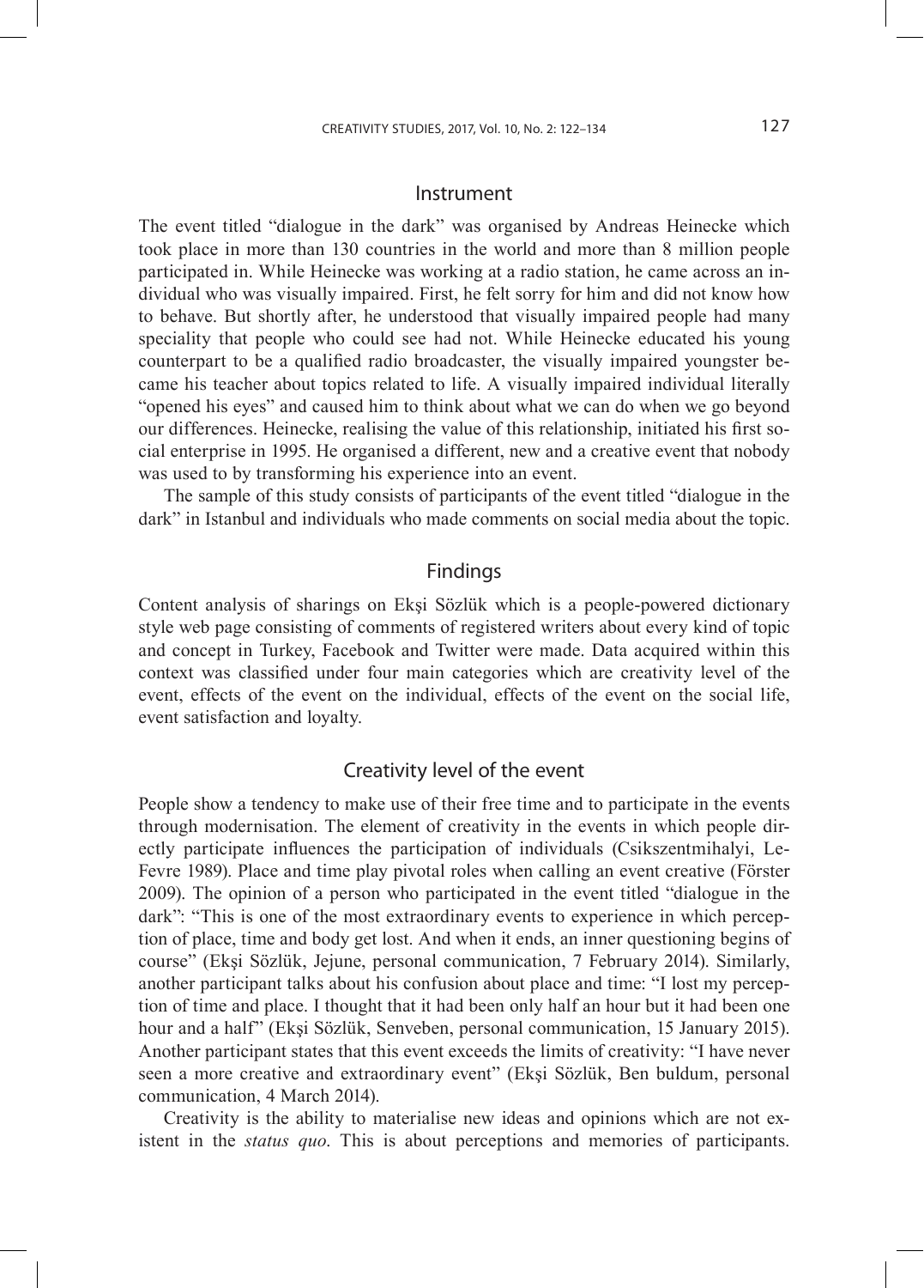## Instrument

The event titled "dialogue in the dark" was organised by Andreas Heinecke which took place in more than 130 countries in the world and more than 8 million people participated in. While Heinecke was working at a radio station, he came across an individual who was visually impaired. First, he felt sorry for him and did not know how to behave. But shortly after, he understood that visually impaired people had many speciality that people who could see had not. While Heinecke educated his young counterpart to be a qualified radio broadcaster, the visually impaired youngster became his teacher about topics related to life. A visually impaired individual literally "opened his eyes" and caused him to think about what we can do when we go beyond our differences. Heinecke, realising the value of this relationship, initiated his first social enterprise in 1995. He organised a different, new and a creative event that nobody was used to by transforming his experience into an event.

The sample of this study consists of participants of the event titled "dialogue in the dark" in Istanbul and individuals who made comments on social media about the topic.

## Findings

Content analysis of sharings on Ekşi Sözlük which is a people-powered dictionary style web page consisting of comments of registered writers about every kind of topic and concept in Turkey, Facebook and Twitter were made. Data acquired within this context was classified under four main categories which are creativity level of the event, effects of the event on the individual, effects of the event on the social life, event satisfaction and loyalty.

### Creativity level of the event

People show a tendency to make use of their free time and to participate in the events through modernisation. The element of creativity in the events in which people directly participate influences the participation of individuals (Csikszentmihalyi, LeFevre 1989). Place and time play pivotal roles when calling an event creative (Förster 2009). The opinion of a person who participated in the event titled "dialogue in the dark": "This is one of the most extraordinary events to experience in which perception of place, time and body get lost. And when it ends, an inner questioning begins of course" (Ekşi Sözlük, Jejune, personal communication, 7 February 2014). Similarly, another participant talks about his confusion about place and time: "I lost my perception of time and place. I thought that it had been only half an hour but it had been one hour and a half" (Ekşi Sözlük, Senveben, personal communication, 15 January 2015). Another participant states that this event exceeds the limits of creativity: "I have never seen a more creative and extraordinary event" (Ekşi Sözlük, Ben buldum, personal communication, 4 March 2014).

Creativity is the ability to materialise new ideas and opinions which are not existent in the *status quo*. This is about perceptions and memories of participants.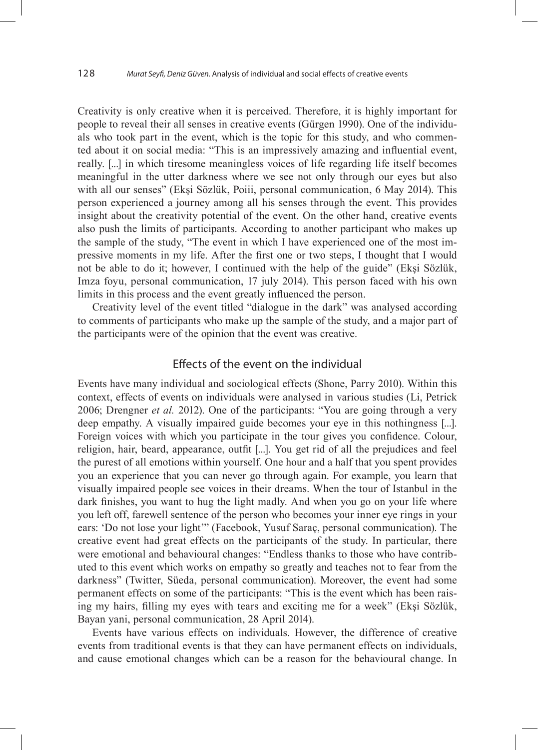Creativity is only creative when it is perceived. Therefore, it is highly important for people to reveal their all senses in creative events (Gürgen 1990). One of the individuals who took part in the event, which is the topic for this study, and who commented about it on social media: "This is an impressively amazing and influential event, really. [...] in which tiresome meaningless voices of life regarding life itself becomes meaningful in the utter darkness where we see not only through our eyes but also with all our senses" (Ekşi Sözlük, Poiii, personal communication, 6 May 2014). This person experienced a journey among all his senses through the event. This provides insight about the creativity potential of the event. On the other hand, creative events also push the limits of participants. According to another participant who makes up the sample of the study, "The event in which I have experienced one of the most impressive moments in my life. After the first one or two steps, I thought that I would not be able to do it; however, I continued with the help of the guide" (Ekşi Sözlük, Imza foyu, personal communication, 17 july 2014). This person faced with his own limits in this process and the event greatly influenced the person.

Creativity level of the event titled "dialogue in the dark" was analysed according to comments of participants who make up the sample of the study, and a major part of the participants were of the opinion that the event was creative.

## Effects of the event on the individual

Events have many individual and sociological effects (Shone, Parry 2010). Within this context, effects of events on individuals were analysed in various studies (Li, Petrick 2006; Drengner *et al.* 2012). One of the participants: "You are going through a very deep empathy. A visually impaired guide becomes your eye in this nothingness [...]. Foreign voices with which you participate in the tour gives you confidence. Colour, religion, hair, beard, appearance, outfit [...]. You get rid of all the prejudices and feel the purest of all emotions within yourself. One hour and a half that you spent provides you an experience that you can never go through again. For example, you learn that visually impaired people see voices in their dreams. When the tour of Istanbul in the dark finishes, you want to hug the light madly. And when you go on your life where you left off, farewell sentence of the person who becomes your inner eye rings in your ears: 'Do not lose your light'" (Facebook, Yusuf Saraç, personal communication). The creative event had great effects on the participants of the study. In particular, there were emotional and behavioural changes: "Endless thanks to those who have contributed to this event which works on empathy so greatly and teaches not to fear from the darkness" (Twitter, Süeda, personal communication). Moreover, the event had some permanent effects on some of the participants: "This is the event which has been raising my hairs, filling my eyes with tears and exciting me for a week" (Ekşi Sözlük, Bayan yani, personal communication, 28 April 2014).

Events have various effects on individuals. However, the difference of creative events from traditional events is that they can have permanent effects on individuals, and cause emotional changes which can be a reason for the behavioural change. In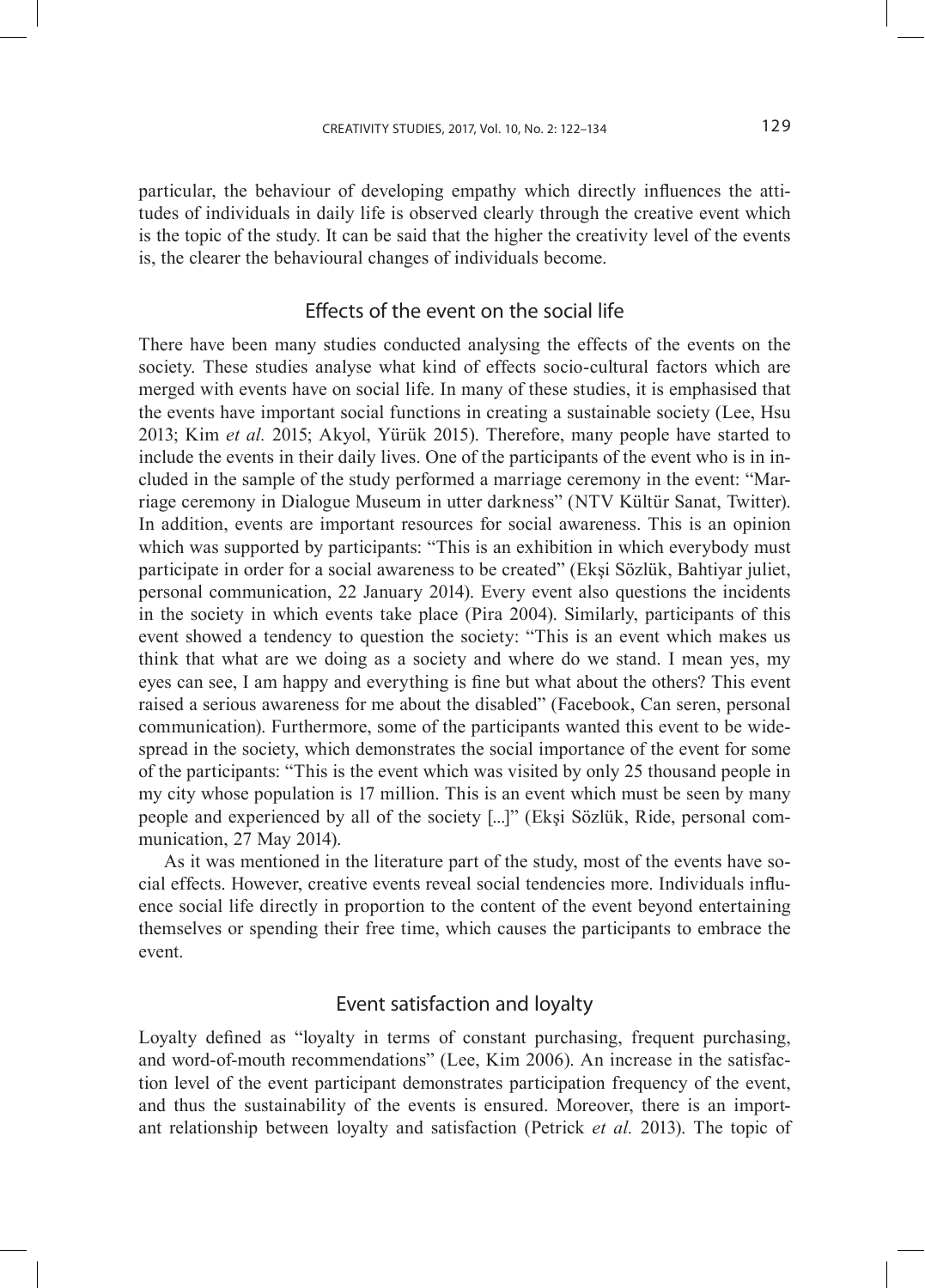particular, the behaviour of developing empathy which directly influences the attitudes of individuals in daily life is observed clearly through the creative event which is the topic of the study. It can be said that the higher the creativity level of the events is, the clearer the behavioural changes of individuals become.

## Effects of the event on the social life

There have been many studies conducted analysing the effects of the events on the society. These studies analyse what kind of effects socio-cultural factors which are merged with events have on social life. In many of these studies, it is emphasised that the events have important social functions in creating a sustainable society (Lee, Hsu 2013; Kim *et al.* 2015; Akyol, Yürük 2015). Therefore, many people have started to include the events in their daily lives. One of the participants of the event who is in included in the sample of the study performed a marriage ceremony in the event: "Marriage ceremony in Dialogue Museum in utter darkness" (NTV Kültür Sanat, Twitter). In addition, events are important resources for social awareness. This is an opinion which was supported by participants: "This is an exhibition in which everybody must participate in order for a social awareness to be created" (Ekşi Sözlük, Bahtiyar juliet, personal communication, 22 January 2014). Every event also questions the incidents in the society in which events take place (Pira 2004). Similarly, participants of this event showed a tendency to question the society: "This is an event which makes us think that what are we doing as a society and where do we stand. I mean yes, my eyes can see, I am happy and everything is fine but what about the others? This event raised a serious awareness for me about the disabled" (Facebook, Can seren, personal communication). Furthermore, some of the participants wanted this event to be widespread in the society, which demonstrates the social importance of the event for some of the participants: "This is the event which was visited by only 25 thousand people in my city whose population is 17 million. This is an event which must be seen by many people and experienced by all of the society [...]" (Ekşi Sözlük, Ride, personal communication, 27 May 2014).

As it was mentioned in the literature part of the study, most of the events have social effects. However, creative events reveal social tendencies more. Individuals influence social life directly in proportion to the content of the event beyond entertaining themselves or spending their free time, which causes the participants to embrace the event.

## Event satisfaction and loyalty

Loyalty defined as "loyalty in terms of constant purchasing, frequent purchasing, and word-of-mouth recommendations" (Lee, Kim 2006). An increase in the satisfaction level of the event participant demonstrates participation frequency of the event, and thus the sustainability of the events is ensured. Moreover, there is an important relationship between loyalty and satisfaction (Petrick *et al.* 2013). The topic of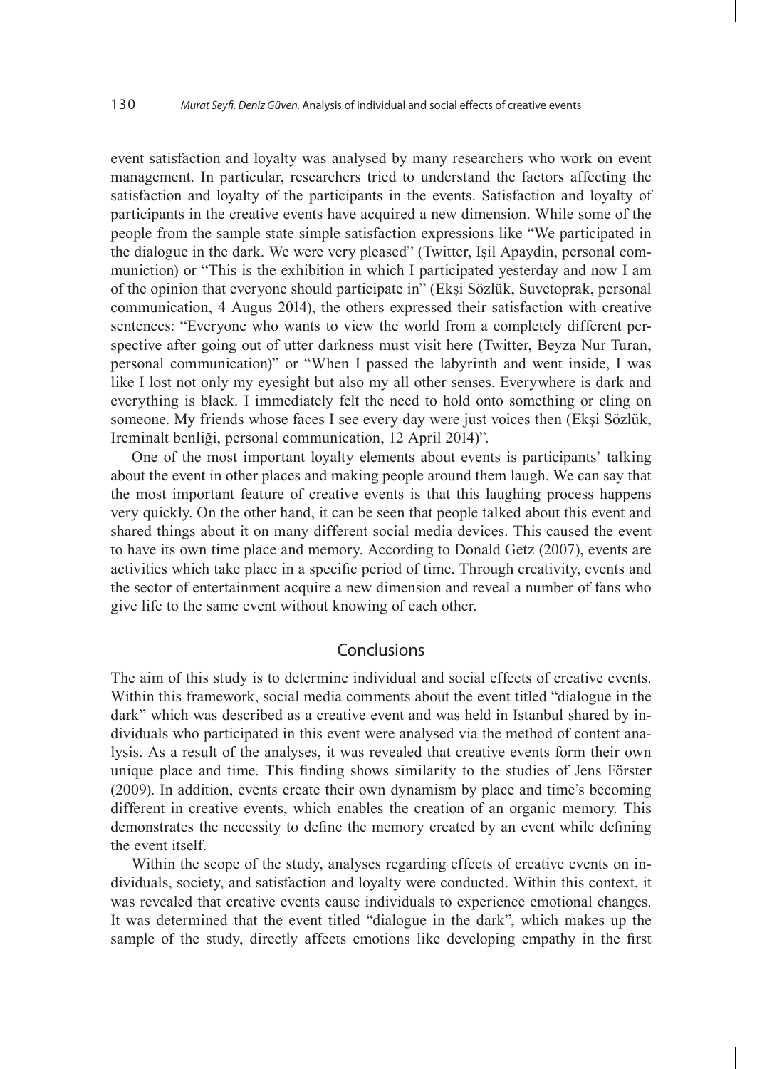event satisfaction and loyalty was analysed by many researchers who work on event management. In particular, researchers tried to understand the factors affecting the satisfaction and loyalty of the participants in the events. Satisfaction and loyalty of participants in the creative events have acquired a new dimension. While some of the people from the sample state simple satisfaction expressions like "We participated in the dialogue in the dark. We were very pleased" (Twitter, Işil Apaydin, personal communiction) or "This is the exhibition in which I participated yesterday and now I am of the opinion that everyone should participate in" (Ekşi Sözlük, Suvetoprak, personal communication, 4 Augus 2014), the others expressed their satisfaction with creative sentences: "Everyone who wants to view the world from a completely different perspective after going out of utter darkness must visit here (Twitter, Beyza Nur Turan, personal communication)" or "When I passed the labyrinth and went inside, I was like I lost not only my eyesight but also my all other senses. Everywhere is dark and everything is black. I immediately felt the need to hold onto something or cling on someone. My friends whose faces I see every day were just voices then (Ekşi Sözlük, Ireminalt benliği, personal communication, 12 April 2014)".

One of the most important loyalty elements about events is participants' talking about the event in other places and making people around them laugh. We can say that the most important feature of creative events is that this laughing process happens very quickly. On the other hand, it can be seen that people talked about this event and shared things about it on many different social media devices. This caused the event to have its own time place and memory. According to Donald Getz (2007), events are activities which take place in a specific period of time. Through creativity, events and the sector of entertainment acquire a new dimension and reveal a number of fans who give life to the same event without knowing of each other.

## Conclusions

The aim of this study is to determine individual and social effects of creative events. Within this framework, social media comments about the event titled "dialogue in the dark" which was described as a creative event and was held in Istanbul shared by individuals who participated in this event were analysed via the method of content analysis. As a result of the analyses, it was revealed that creative events form their own unique place and time. This finding shows similarity to the studies of Jens Förster (2009). In addition, events create their own dynamism by place and time's becoming different in creative events, which enables the creation of an organic memory. This demonstrates the necessity to define the memory created by an event while defining the event itself.

Within the scope of the study, analyses regarding effects of creative events on individuals, society, and satisfaction and loyalty were conducted. Within this context, it was revealed that creative events cause individuals to experience emotional changes. It was determined that the event titled "dialogue in the dark", which makes up the sample of the study, directly affects emotions like developing empathy in the first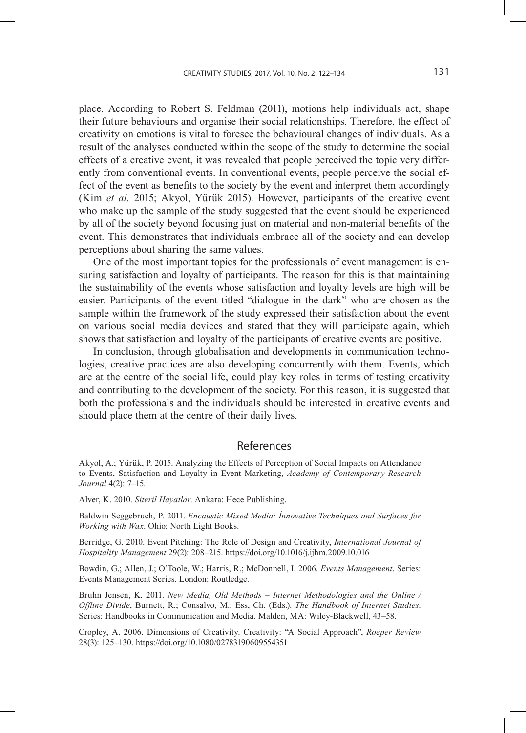place. According to Robert S. Feldman (2011), motions help individuals act, shape their future behaviours and organise their social relationships. Therefore, the effect of creativity on emotions is vital to foresee the behavioural changes of individuals. As a result of the analyses conducted within the scope of the study to determine the social effects of a creative event, it was revealed that people perceived the topic very differently from conventional events. In conventional events, people perceive the social effect of the event as benefits to the society by the event and interpret them accordingly (Kim *et al.* 2015; Akyol, Yürük 2015). However, participants of the creative event who make up the sample of the study suggested that the event should be experienced by all of the society beyond focusing just on material and non-material benefits of the event. This demonstrates that individuals embrace all of the society and can develop perceptions about sharing the same values.

One of the most important topics for the professionals of event management is ensuring satisfaction and loyalty of participants. The reason for this is that maintaining the sustainability of the events whose satisfaction and loyalty levels are high will be easier. Participants of the event titled "dialogue in the dark" who are chosen as the sample within the framework of the study expressed their satisfaction about the event on various social media devices and stated that they will participate again, which shows that satisfaction and loyalty of the participants of creative events are positive.

In conclusion, through globalisation and developments in communication technologies, creative practices are also developing concurrently with them. Events, which are at the centre of the social life, could play key roles in terms of testing creativity and contributing to the development of the society. For this reason, it is suggested that both the professionals and the individuals should be interested in creative events and should place them at the centre of their daily lives.

## References

Akyol, A.; Yürük, P. 2015. Analyzing the Effects of Perception of Social Impacts on Attendance to Events, Satisfaction and Loyalty in Event Marketing, *Academy of Contemporary Research Journal* 4(2): 7–15.

Alver, K. 2010. *Siteril Hayatlar*. Ankara: Hece Publishing.

Baldwin Seggebruch, P. 2011. *Encaustic Mixed Media: İnnovative Techniques and Surfaces for Working with Wax*. Ohio: North Light Books.

Berridge, G. 2010. Event Pitching: The Role of Design and Creativity, *International Journal of Hospitality Management* 29(2): 208–215. https://doi.org/10.1016/j.ijhm.2009.10.016

Bowdin, G.; Allen, J.; O'Toole, W.; Harris, R.; McDonnell, I. 2006. *Events Management*. Series: Events Management Series. London: Routledge.

Bruhn Jensen, K. 2011. *New Media, Old Methods – Internet Methodologies and the Online / Offline Divide*, Burnett, R.; Consalvo, M.; Ess, Ch. (Eds.). *The Handbook of Internet Studies*. Series: Handbooks in Communication and Media. Malden, MA: Wiley-Blackwell, 43–58.

Cropley, A. 2006. Dimensions of Creativity. Creativity: "A Social Approach", *Roeper Review* 28(3): 125–130. https://doi.org/10.1080/02783190609554351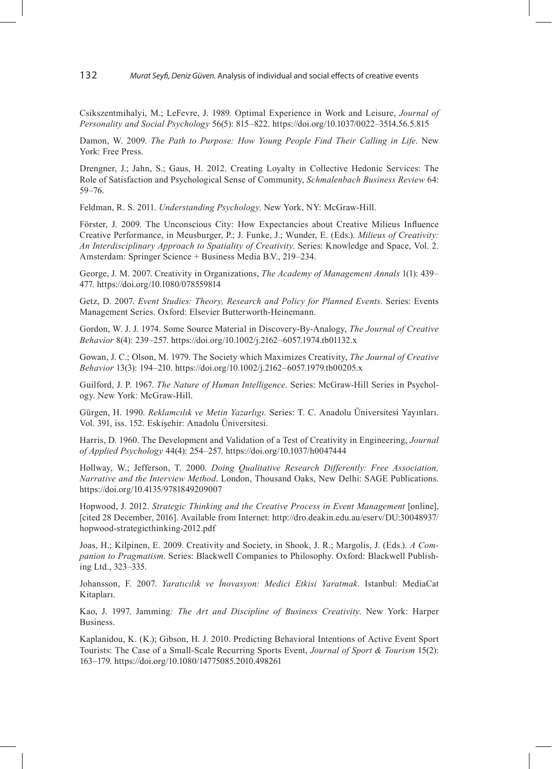Csikszentmihalyi, M.; LeFevre, J. 1989. Optimal Experience in Work and Leisure, *Journal of Personality and Social Psychology* 56(5): 815–822. https://doi.org/10.1037/0022–3514.56.5.815

Damon, W. 2009. *The Path to Purpose: How Young People Find Their Calling in Life*. New York: Free Press.

Drengner, J.; Jahn, S.; Gaus, H. 2012. Creating Loyalty in Collective Hedonic Services: The Role of Satisfaction and Psychological Sense of Community, *Schmalenbach Business Review* 64: 59–76.

Feldman, R. S. 2011. *Understanding Psychology*. New York, NY: McGraw-Hill.

Förster, J. 2009. The Unconscious City: How Expectancies about Creative Milieus Influence Creative Performance, in Meusburger, P.; J. Funke, J.; Wunder, E. (Eds.). *Milieus of Creativity: An Interdisciplinary Approach to Spatiality of Creativity*. Series: Knowledge and Space, Vol. 2. Amsterdam: Springer Science + Business Media B.V., 219–234.

George, J. M. 2007. Creativity in Organizations, *The Academy of Management Annals* 1(1): 439–477. https://doi.org/10.1080/078559814

Getz, D. 2007. *Event Studies: Theory, Research and Policy for Planned Events*. Series: Events Management Series. Oxford: Elsevier Butterworth-Heinemann.

Gordon, W. J. J. 1974. Some Source Material in Discovery-By-Analogy, *The Journal of Creative Behavior* 8(4): 239–257. https://doi.org/10.1002/j.2162–6057.1974.tb01132.x

Gowan, J. C.; Olson, M. 1979. The Society which Maximizes Creativity, *The Journal of Creative Behavior* 13(3): 194–210. https://doi.org/10.1002/j.2162–6057.1979.tb00205.x

Guilford, J. P. 1967. *The Nature of Human Intelligence*. Series: McGraw-Hill Series in Psychology. New York: McGraw-Hill.

Gürgen, H. 1990. *Reklamcılık ve Metin Yazarlıgı*. Series: T. C. Anadolu Üniversitesi Yayınları. Vol. 391, iss. 152. Eskişehir: Anadolu Üniversitesi.

Harris, D. 1960. The Development and Validation of a Test of Creativity in Engineering, *Journal of Applied Psychology* 44(4): 254–257. https://doi.org/10.1037/h0047444

Hollway, W.; Jefferson, T. 2000. *Doing Qualitative Research Differently: Free Association, Narrative and the Interview Method*. London, Thousand Oaks, New Delhi: SAGE Publications. https://doi.org/10.4135/9781849209007

Hopwood, J. 2012. *Strategic Thinking and the Creative Process in Event Management* [online], [cited 28 December, 2016]. Available from Internet: http://dro.deakin.edu.au/eserv/DU:30048937/hopwood-strategicthinking-2012.pdf

Joas, H.; Kilpinen, E. 2009. Creativity and Society, in Shook, J. R.; Margolis, J. (Eds.). *A Companion to Pragmatism*. Series: Blackwell Companies to Philosophy. Oxford: Blackwell Publishing Ltd., 323–335.

Johansson, F. 2007. *Yaratıcılık ve İnovasyon: Medici Etkisi Yaratmak*. Istanbul: MediaCat Kitapları.

Kao, J. 1997. Jamming*: The Art and Discipline of Business Creativity*. New York: Harper Business.

Kaplanidou, K. (K.); Gibson, H. J. 2010. Predicting Behavioral Intentions of Active Event Sport Tourists: The Case of a Small-Scale Recurring Sports Event, *Journal of Sport & Tourism* 15(2): 163–179. https://doi.org/10.1080/14775085.2010.498261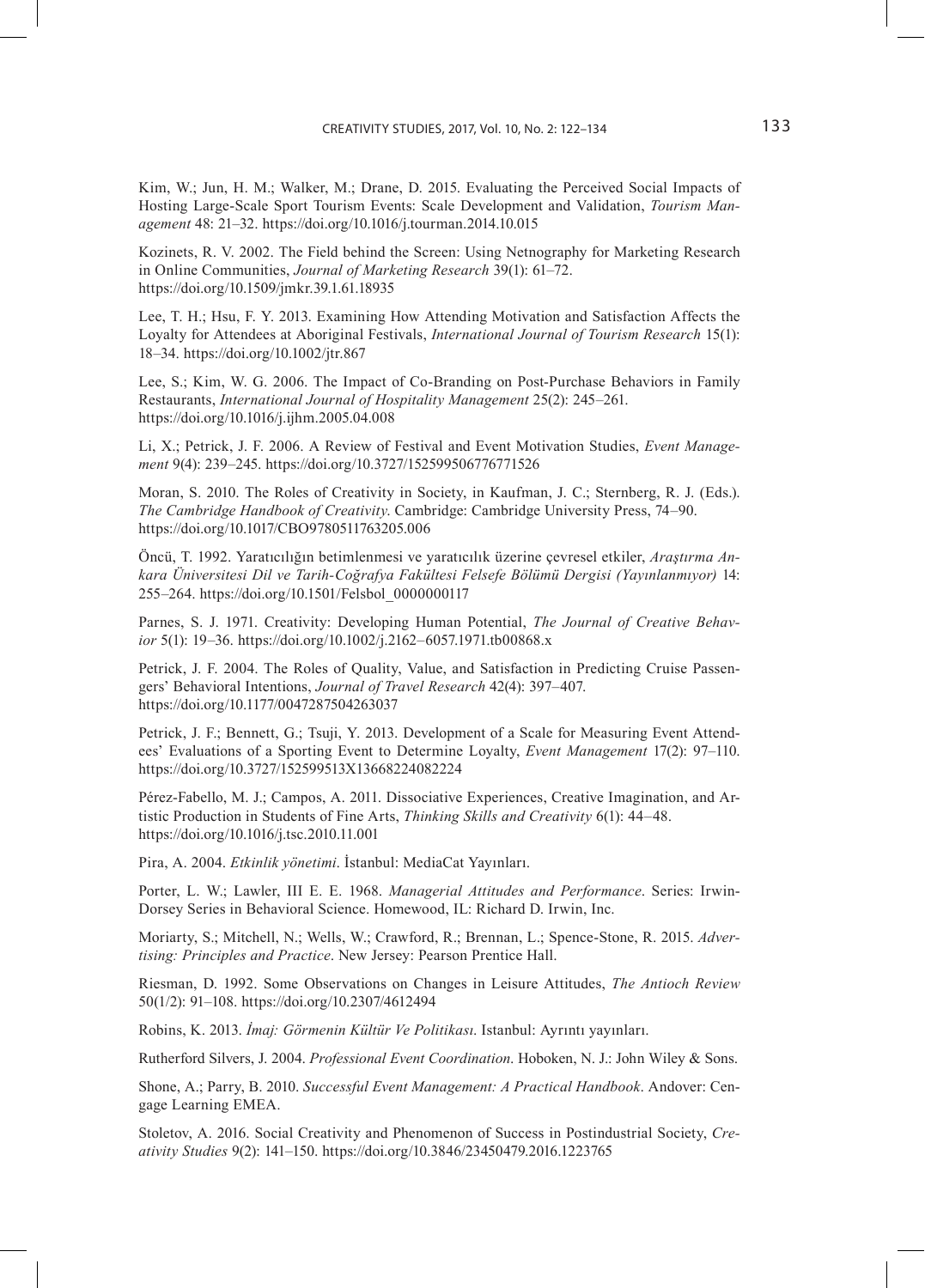Kim, W.; Jun, H. M.; Walker, M.; Drane, D. 2015. Evaluating the Perceived Social Impacts of Hosting Large-Scale Sport Tourism Events: Scale Development and Validation, *Tourism Management* 48: 21–32. https://doi.org/10.1016/j.tourman.2014.10.015

Kozinets, R. V. 2002. The Field behind the Screen: Using Netnography for Marketing Research in Online Communities, *Journal of Marketing Research* 39(1): 61–72. https://doi.org/10.1509/jmkr.39.1.61.18935

Lee, T. H.; Hsu, F. Y. 2013. Examining How Attending Motivation and Satisfaction Affects the Loyalty for Attendees at Aboriginal Festivals, *International Journal of Tourism Research* 15(1): 18–34. https://doi.org/10.1002/jtr.867

Lee, S.; Kim, W. G. 2006. The Impact of Co-Branding on Post-Purchase Behaviors in Family Restaurants, *International Journal of Hospitality Management* 25(2): 245–261. https://doi.org/10.1016/j.ijhm.2005.04.008

Li, X.; Petrick, J. F. 2006. A Review of Festival and Event Motivation Studies, *Event Management* 9(4): 239–245. https://doi.org/10.3727/152599506776771526

Moran, S. 2010. The Roles of Creativity in Society, in Kaufman, J. C.; Sternberg, R. J. (Eds.). *The Cambridge Handbook of Creativity*. Cambridge: Cambridge University Press, 74–90. https://doi.org/10.1017/CBO9780511763205.006

Öncü, T. 1992. Yaratıcılığın betimlenmesi ve yaratıcılık üzerine çevresel etkiler, *Araştırma Ankara Üniversitesi Dil ve Tarih-Coğrafya Fakültesi Felsefe Bölümü Dergisi (Yayınlanmıyor)* 14: 255–264. https://doi.org/10.1501/Felsbol_0000000117

Parnes, S. J. 1971. Creativity: Developing Human Potential, *The Journal of Creative Behavior* 5(1): 19–36. https://doi.org/10.1002/j.2162–6057.1971.tb00868.x

Petrick, J. F. 2004. The Roles of Quality, Value, and Satisfaction in Predicting Cruise Passengers' Behavioral Intentions, *Journal of Travel Research* 42(4): 397–407. https://doi.org/10.1177/0047287504263037

Petrick, J. F.; Bennett, G.; Tsuji, Y. 2013. Development of a Scale for Measuring Event Attendees' Evaluations of a Sporting Event to Determine Loyalty, *Event Management* 17(2): 97–110. https://doi.org/10.3727/152599513X13668224082224

Pérez-Fabello, M. J.; Campos, A. 2011. Dissociative Experiences, Creative Imagination, and Artistic Production in Students of Fine Arts, *Thinking Skills and Creativity* 6(1): 44–48. https://doi.org/10.1016/j.tsc.2010.11.001

Pira, A. 2004. *Etkinlik yönetimi*. İstanbul: MediaCat Yayınları.

Porter, L. W.; Lawler, III E. E. 1968. *Managerial Attitudes and Performance*. Series: Irwin-Dorsey Series in Behavioral Science. Homewood, IL: Richard D. Irwin, Inc.

Moriarty, S.; Mitchell, N.; Wells, W.; Crawford, R.; Brennan, L.; Spence-Stone, R. 2015. *Advertising: Principles and Practice*. New Jersey: Pearson Prentice Hall.

Riesman, D. 1992. Some Observations on Changes in Leisure Attitudes, *The Antioch Review* 50(1/2): 91–108. https://doi.org/10.2307/4612494

Robins, K. 2013. *İmaj: Görmenin Kültür Ve Politikası*. Istanbul: Ayrıntı yayınları.

Rutherford Silvers, J. 2004. *Professional Event Coordination*. Hoboken, N. J.: John Wiley & Sons.

Shone, A.; Parry, B. 2010. *Successful Event Management: A Practical Handbook*. Andover: Cengage Learning EMEA.

Stoletov, A. 2016. Social Creativity and Phenomenon of Success in Postindustrial Society, *Creativity Studies* 9(2): 141–150. https://doi.org/10.3846/23450479.2016.1223765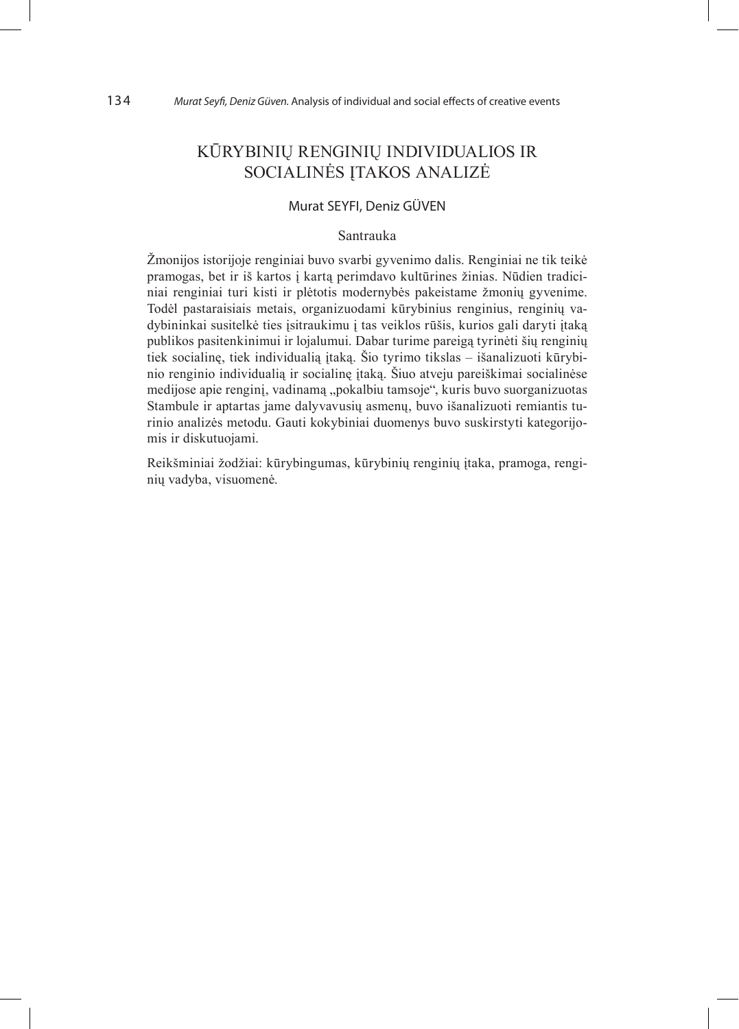# KŪRYBINIŲ RENGINIŲ INDIVIDUALIOS IR SOCIALINĖS ĮTAKOS ANALIZĖ

Murat SEYFI, Deniz GÜVEN

## Santrauka

Žmonijos istorijoje renginiai buvo svarbi gyvenimo dalis. Renginiai ne tik teikė pramogas, bet ir iš kartos į kartą perimdavo kultūrines žinias. Nūdien tradiciniai renginiai turi kisti ir plėtotis modernybės pakeistame žmonių gyvenime. Todėl pastaraisiais metais, organizuodami kūrybinius renginius, renginių vadybininkai susitelkė ties įsitraukimu į tas veiklos rūšis, kurios gali daryti įtaką publikos pasitenkinimui ir lojalumui. Dabar turime pareigą tyrinėti šių renginių tiek socialinę, tiek individualią įtaką. Šio tyrimo tikslas – išanalizuoti kūrybinio renginio individualią ir socialinę įtaką. Šiuo atveju pareiškimai socialinėse medijose apie renginį, vadinamą „pokalbiu tamsoje“, kuris buvo suorganizuotas Stambule ir aptartas jame dalyvavusių asmenų, buvo išanalizuoti remiantis turinio analizės metodu. Gauti kokybiniai duomenys buvo suskirstyti kategorijomis ir diskutuojami.

Reikšminiai žodžiai: kūrybingumas, kūrybinių renginių įtaka, pramoga, renginių vadyba, visuomenė.